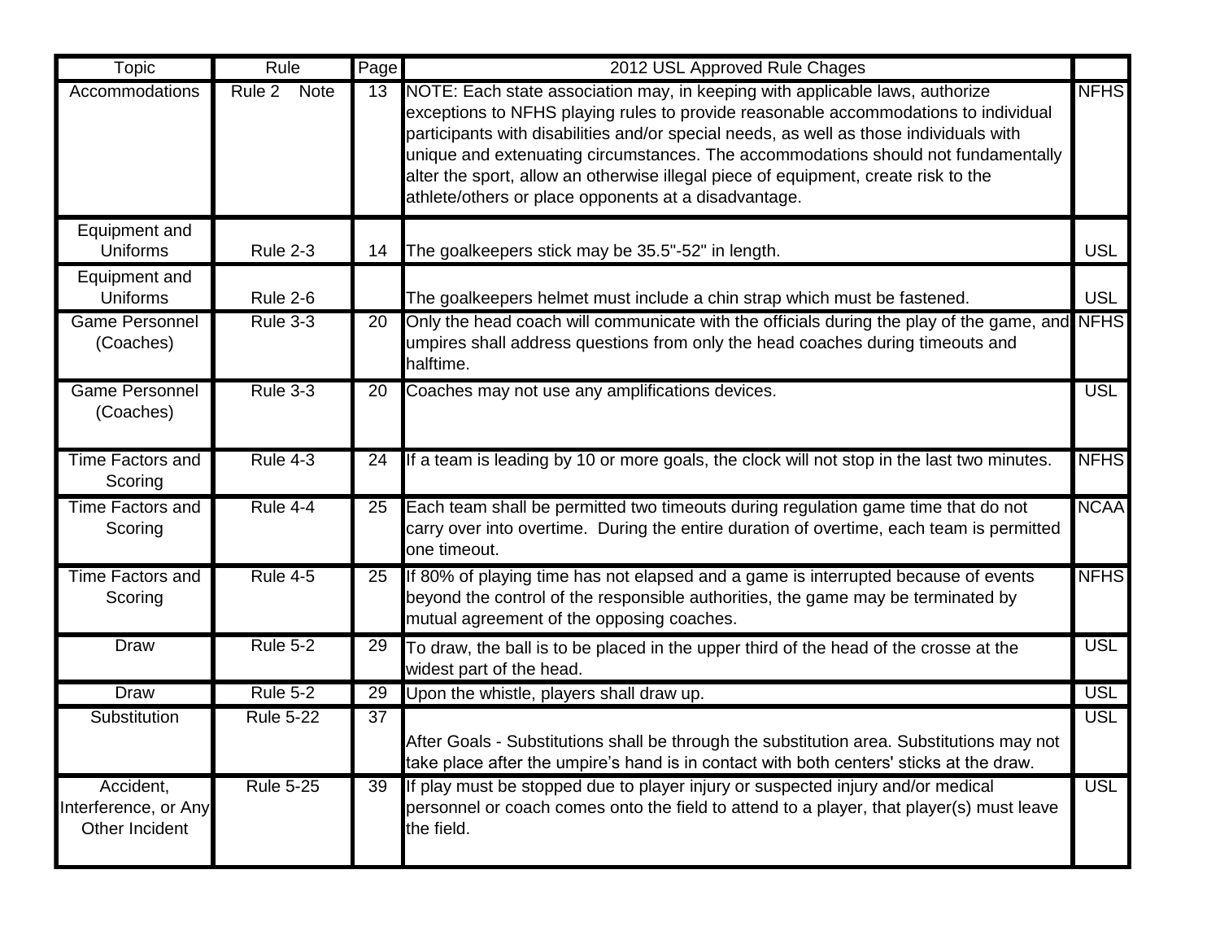| Topic | Rule | Page | 2012 USL Approved Rule Chages | |
|---|---|---|---|---|
| Accommodations | Rule 2 Note | 13 | NOTE: Each state association may, in keeping with applicable laws, authorize exceptions to NFHS playing rules to provide reasonable accommodations to individual participants with disabilities and/or special needs, as well as those individuals with unique and extenuating circumstances. The accommodations should not fundamentally alter the sport, allow an otherwise illegal piece of equipment, create risk to the athlete/others or place opponents at a disadvantage. | NFHS |
| Equipment and Uniforms | Rule 2-3 | 14 | The goalkeepers stick may be 35.5"-52" in length. | USL |
| Equipment and Uniforms | Rule 2-6 | | The goalkeepers helmet must include a chin strap which must be fastened. | USL |
| Game Personnel (Coaches) | Rule 3-3 | 20 | Only the head coach will communicate with the officials during the play of the game, and umpires shall address questions from only the head coaches during timeouts and halftime. | NFHS |
| Game Personnel (Coaches) | Rule 3-3 | 20 | Coaches may not use any amplifications devices. | USL |
| Time Factors and Scoring | Rule 4-3 | 24 | If a team is leading by 10 or more goals, the clock will not stop in the last two minutes. | NFHS |
| Time Factors and Scoring | Rule 4-4 | 25 | Each team shall be permitted two timeouts during regulation game time that do not carry over into overtime. During the entire duration of overtime, each team is permitted one timeout. | NCAA |
| Time Factors and Scoring | Rule 4-5 | 25 | If 80% of playing time has not elapsed and a game is interrupted because of events beyond the control of the responsible authorities, the game may be terminated by mutual agreement of the opposing coaches. | NFHS |
| Draw | Rule 5-2 | 29 | To draw, the ball is to be placed in the upper third of the head of the crosse at the widest part of the head. | USL |
| Draw | Rule 5-2 | 29 | Upon the whistle, players shall draw up. | USL |
| Substitution | Rule 5-22 | 37 | After Goals - Substitutions shall be through the substitution area. Substitutions may not take place after the umpire's hand is in contact with both centers' sticks at the draw. | USL |
| Accident, Interference, or Any Other Incident | Rule 5-25 | 39 | If play must be stopped due to player injury or suspected injury and/or medical personnel or coach comes onto the field to attend to a player, that player(s) must leave the field. | USL |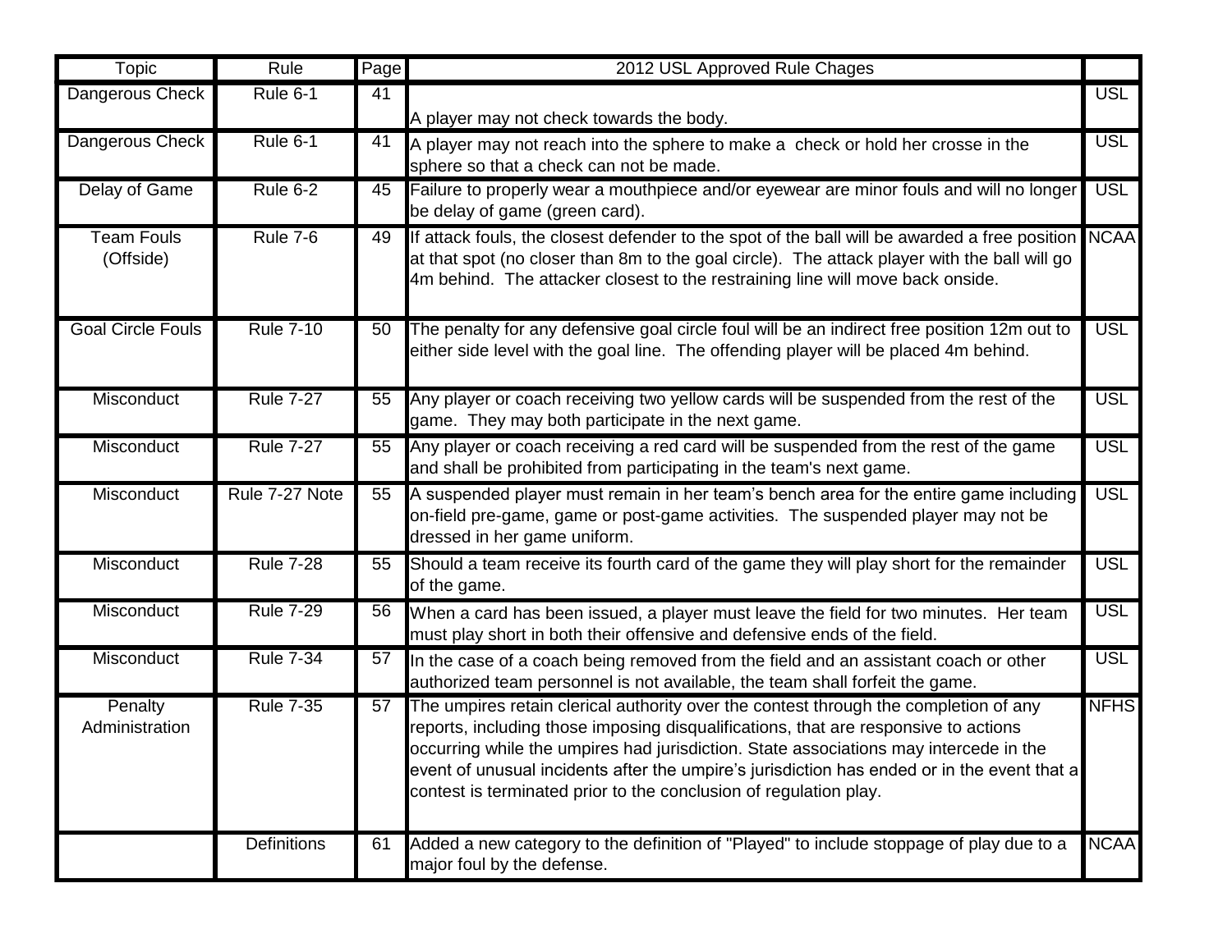| Topic | Rule | Page | 2012 USL Approved Rule Chages | |
|---|---|---|---|---|
| Dangerous Check | Rule 6-1 | 41 | A player may not check towards the body. | USL |
| Dangerous Check | Rule 6-1 | 41 | A player may not reach into the sphere to make a check or hold her crosse in the sphere so that a check can not be made. | USL |
| Delay of Game | Rule 6-2 | 45 | Failure to properly wear a mouthpiece and/or eyewear are minor fouls and will no longer be delay of game (green card). | USL |
| Team Fouls (Offside) | Rule 7-6 | 49 | If attack fouls, the closest defender to the spot of the ball will be awarded a free position at that spot (no closer than 8m to the goal circle). The attack player with the ball will go 4m behind. The attacker closest to the restraining line will move back onside. | NCAA |
| Goal Circle Fouls | Rule 7-10 | 50 | The penalty for any defensive goal circle foul will be an indirect free position 12m out to either side level with the goal line. The offending player will be placed 4m behind. | USL |
| Misconduct | Rule 7-27 | 55 | Any player or coach receiving two yellow cards will be suspended from the rest of the game. They may both participate in the next game. | USL |
| Misconduct | Rule 7-27 | 55 | Any player or coach receiving a red card will be suspended from the rest of the game and shall be prohibited from participating in the team's next game. | USL |
| Misconduct | Rule 7-27 Note | 55 | A suspended player must remain in her team's bench area for the entire game including on-field pre-game, game or post-game activities. The suspended player may not be dressed in her game uniform. | USL |
| Misconduct | Rule 7-28 | 55 | Should a team receive its fourth card of the game they will play short for the remainder of the game. | USL |
| Misconduct | Rule 7-29 | 56 | When a card has been issued, a player must leave the field for two minutes. Her team must play short in both their offensive and defensive ends of the field. | USL |
| Misconduct | Rule 7-34 | 57 | In the case of a coach being removed from the field and an assistant coach or other authorized team personnel is not available, the team shall forfeit the game. | USL |
| Penalty Administration | Rule 7-35 | 57 | The umpires retain clerical authority over the contest through the completion of any reports, including those imposing disqualifications, that are responsive to actions occurring while the umpires had jurisdiction. State associations may intercede in the event of unusual incidents after the umpire's jurisdiction has ended or in the event that a contest is terminated prior to the conclusion of regulation play. | NFHS |
| | Definitions | 61 | Added a new category to the definition of "Played" to include stoppage of play due to a major foul by the defense. | NCAA |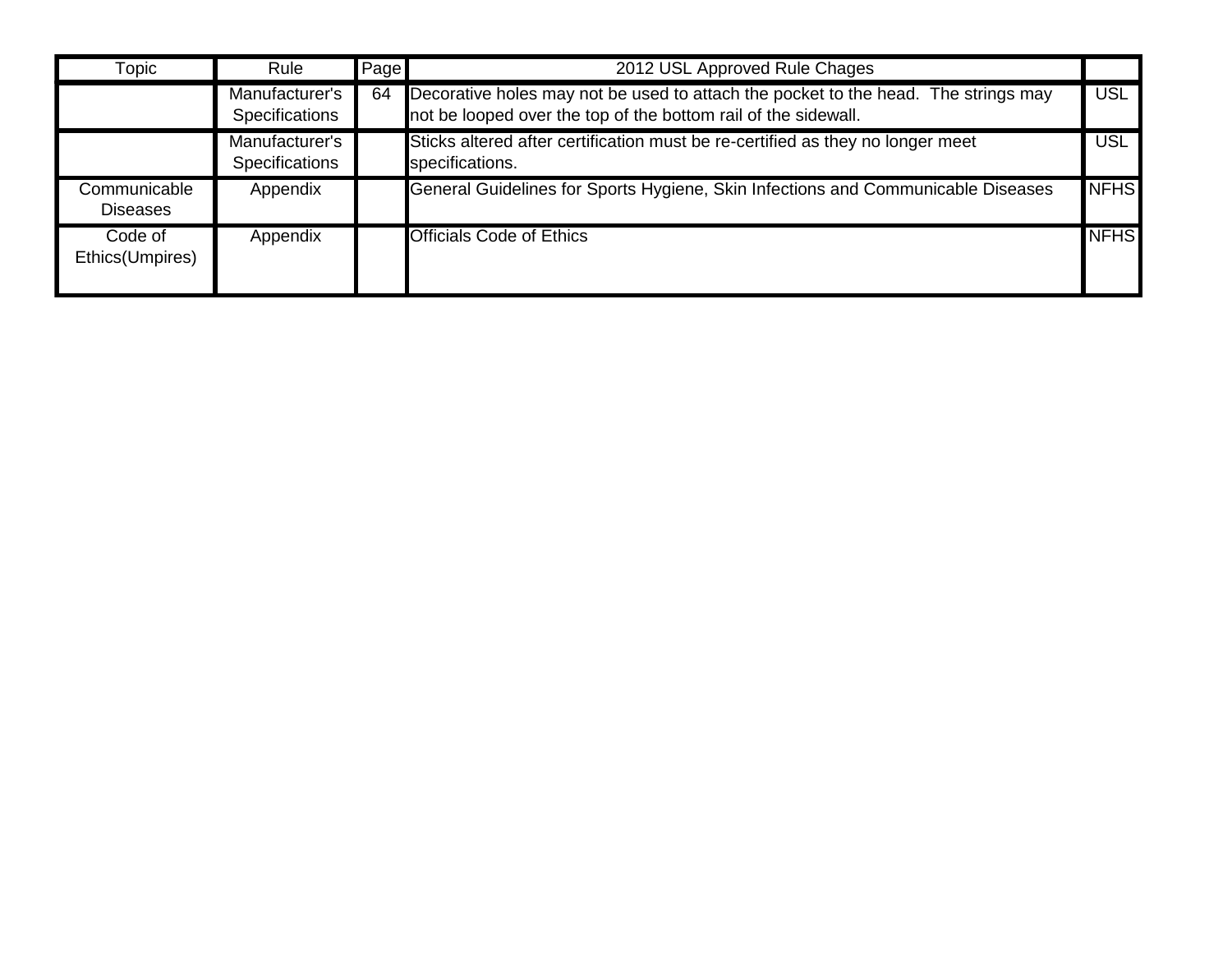| Topic | Rule | Page | 2012 USL Approved Rule Chages | |
|---|---|---|---|---|
| | Manufacturer's Specifications | 64 | Decorative holes may not be used to attach the pocket to the head. The strings may not be looped over the top of the bottom rail of the sidewall. | USL |
| | Manufacturer's Specifications | | Sticks altered after certification must be re-certified as they no longer meet specifications. | USL |
| Communicable Diseases | Appendix | | General Guidelines for Sports Hygiene, Skin Infections and Communicable Diseases | NFHS |
| Code of Ethics(Umpires) | Appendix | | Officials Code of Ethics | NFHS |